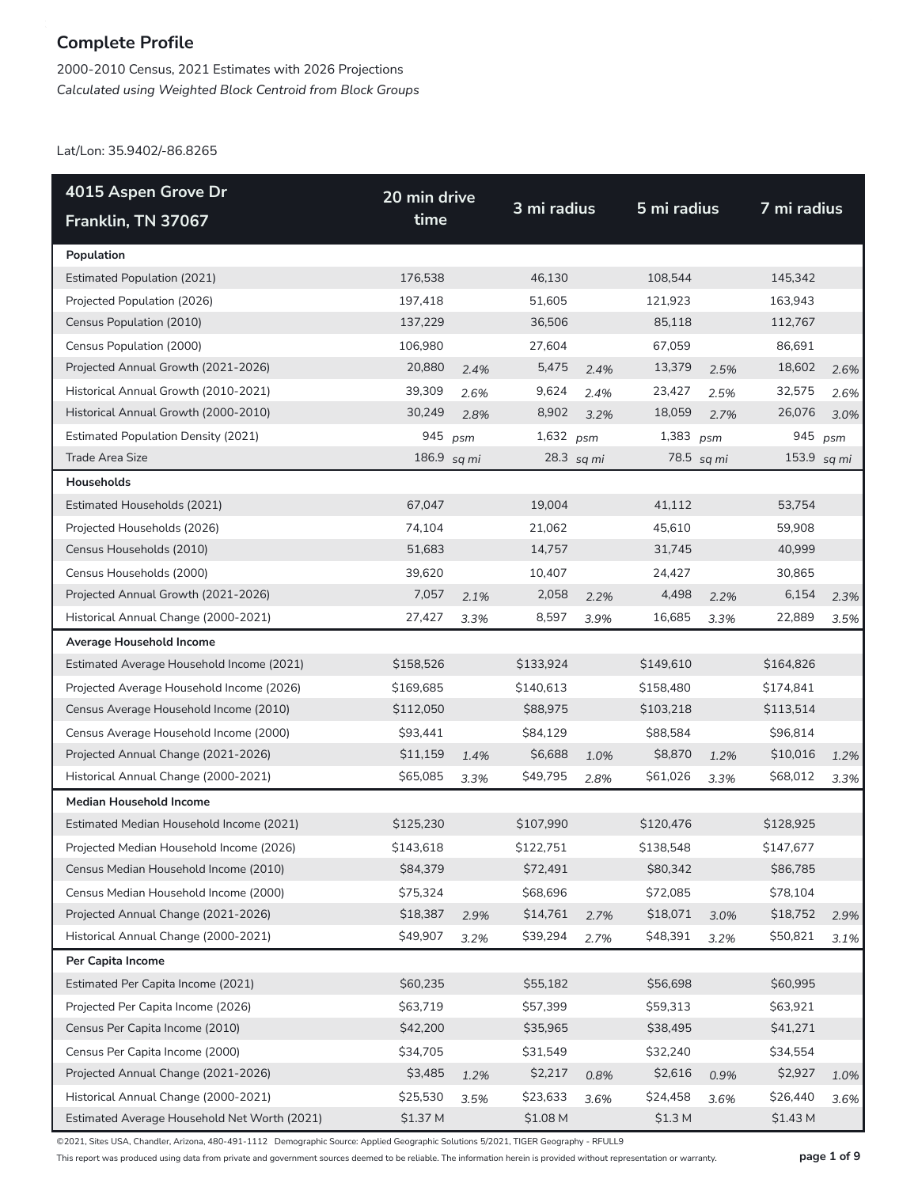# Complete Profile

2000-2010 Census, 2021 Estimates with 2026 Projections
*Calculated using Weighted Block Centroid from Block Groups*

Lat/Lon: 35.9402/-86.8265

| 4015 Aspen Grove Dr Franklin, TN 37067 | 20 min drive time | | 3 mi radius | | 5 mi radius | | 7 mi radius | |
|---|---|---|---|---|---|---|---|---|
| **Population** | | | | | | | | |
| Estimated Population (2021) | 176,538 | | 46,130 | | 108,544 | | 145,342 | |
| Projected Population (2026) | 197,418 | | 51,605 | | 121,923 | | 163,943 | |
| Census Population (2010) | 137,229 | | 36,506 | | 85,118 | | 112,767 | |
| Census Population (2000) | 106,980 | | 27,604 | | 67,059 | | 86,691 | |
| Projected Annual Growth (2021-2026) | 20,880 | *2.4%* | 5,475 | *2.4%* | 13,379 | *2.5%* | 18,602 | *2.6%* |
| Historical Annual Growth (2010-2021) | 39,309 | *2.6%* | 9,624 | *2.4%* | 23,427 | *2.5%* | 32,575 | *2.6%* |
| Historical Annual Growth (2000-2010) | 30,249 | *2.8%* | 8,902 | *3.2%* | 18,059 | *2.7%* | 26,076 | *3.0%* |
| Estimated Population Density (2021) | 945 | *psm* | 1,632 | *psm* | 1,383 | *psm* | 945 | *psm* |
| Trade Area Size | 186.9 | *sq mi* | 28.3 | *sq mi* | 78.5 | *sq mi* | 153.9 | *sq mi* |
| **Households** | | | | | | | | |
| Estimated Households (2021) | 67,047 | | 19,004 | | 41,112 | | 53,754 | |
| Projected Households (2026) | 74,104 | | 21,062 | | 45,610 | | 59,908 | |
| Census Households (2010) | 51,683 | | 14,757 | | 31,745 | | 40,999 | |
| Census Households (2000) | 39,620 | | 10,407 | | 24,427 | | 30,865 | |
| Projected Annual Growth (2021-2026) | 7,057 | *2.1%* | 2,058 | *2.2%* | 4,498 | *2.2%* | 6,154 | *2.3%* |
| Historical Annual Change (2000-2021) | 27,427 | *3.3%* | 8,597 | *3.9%* | 16,685 | *3.3%* | 22,889 | *3.5%* |
| **Average Household Income** | | | | | | | | |
| Estimated Average Household Income (2021) | $158,526 | | $133,924 | | $149,610 | | $164,826 | |
| Projected Average Household Income (2026) | $169,685 | | $140,613 | | $158,480 | | $174,841 | |
| Census Average Household Income (2010) | $112,050 | | $88,975 | | $103,218 | | $113,514 | |
| Census Average Household Income (2000) | $93,441 | | $84,129 | | $88,584 | | $96,814 | |
| Projected Annual Change (2021-2026) | $11,159 | *1.4%* | $6,688 | *1.0%* | $8,870 | *1.2%* | $10,016 | *1.2%* |
| Historical Annual Change (2000-2021) | $65,085 | *3.3%* | $49,795 | *2.8%* | $61,026 | *3.3%* | $68,012 | *3.3%* |
| **Median Household Income** | | | | | | | | |
| Estimated Median Household Income (2021) | $125,230 | | $107,990 | | $120,476 | | $128,925 | |
| Projected Median Household Income (2026) | $143,618 | | $122,751 | | $138,548 | | $147,677 | |
| Census Median Household Income (2010) | $84,379 | | $72,491 | | $80,342 | | $86,785 | |
| Census Median Household Income (2000) | $75,324 | | $68,696 | | $72,085 | | $78,104 | |
| Projected Annual Change (2021-2026) | $18,387 | *2.9%* | $14,761 | *2.7%* | $18,071 | *3.0%* | $18,752 | *2.9%* |
| Historical Annual Change (2000-2021) | $49,907 | *3.2%* | $39,294 | *2.7%* | $48,391 | *3.2%* | $50,821 | *3.1%* |
| **Per Capita Income** | | | | | | | | |
| Estimated Per Capita Income (2021) | $60,235 | | $55,182 | | $56,698 | | $60,995 | |
| Projected Per Capita Income (2026) | $63,719 | | $57,399 | | $59,313 | | $63,921 | |
| Census Per Capita Income (2010) | $42,200 | | $35,965 | | $38,495 | | $41,271 | |
| Census Per Capita Income (2000) | $34,705 | | $31,549 | | $32,240 | | $34,554 | |
| Projected Annual Change (2021-2026) | $3,485 | *1.2%* | $2,217 | *0.8%* | $2,616 | *0.9%* | $2,927 | *1.0%* |
| Historical Annual Change (2000-2021) | $25,530 | *3.5%* | $23,633 | *3.6%* | $24,458 | *3.6%* | $26,440 | *3.6%* |
| Estimated Average Household Net Worth (2021) | $1.37 M | | $1.08 M | | $1.3 M | | $1.43 M | |

©2021, Sites USA, Chandler, Arizona, 480-491-1112 Demographic Source: Applied Geographic Solutions 5/2021, TIGER Geography - RFULL9

This report was produced using data from private and government sources deemed to be reliable. The information herein is provided without representation or warranty.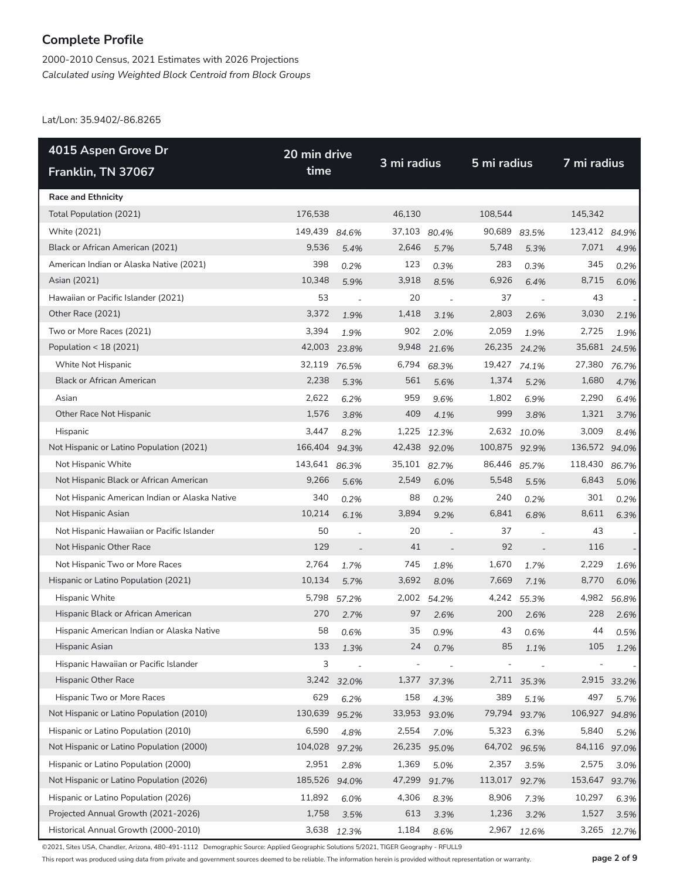## Complete Profile

2000-2010 Census, 2021 Estimates with 2026 Projections
*Calculated using Weighted Block Centroid from Block Groups*

Lat/Lon: 35.9402/-86.8265

| 4015 Aspen Grove Dr Franklin, TN 37067 | 20 min drive time | | 3 mi radius | | 5 mi radius | | 7 mi radius | |
|---|---|---|---|---|---|---|---|---|
| **Race and Ethnicity** | | | | | | | | |
| Total Population (2021) | 176,538 | | 46,130 | | 108,544 | | 145,342 | |
| White (2021) | 149,439 | 84.6% | 37,103 | 80.4% | 90,689 | 83.5% | 123,412 | 84.9% |
| Black or African American (2021) | 9,536 | 5.4% | 2,646 | 5.7% | 5,748 | 5.3% | 7,071 | 4.9% |
| American Indian or Alaska Native (2021) | 398 | 0.2% | 123 | 0.3% | 283 | 0.3% | 345 | 0.2% |
| Asian (2021) | 10,348 | 5.9% | 3,918 | 8.5% | 6,926 | 6.4% | 8,715 | 6.0% |
| Hawaiian or Pacific Islander (2021) | 53 | - | 20 | - | 37 | - | 43 | - |
| Other Race (2021) | 3,372 | 1.9% | 1,418 | 3.1% | 2,803 | 2.6% | 3,030 | 2.1% |
| Two or More Races (2021) | 3,394 | 1.9% | 902 | 2.0% | 2,059 | 1.9% | 2,725 | 1.9% |
| Population < 18 (2021) | 42,003 | 23.8% | 9,948 | 21.6% | 26,235 | 24.2% | 35,681 | 24.5% |
| White Not Hispanic | 32,119 | 76.5% | 6,794 | 68.3% | 19,427 | 74.1% | 27,380 | 76.7% |
| Black or African American | 2,238 | 5.3% | 561 | 5.6% | 1,374 | 5.2% | 1,680 | 4.7% |
| Asian | 2,622 | 6.2% | 959 | 9.6% | 1,802 | 6.9% | 2,290 | 6.4% |
| Other Race Not Hispanic | 1,576 | 3.8% | 409 | 4.1% | 999 | 3.8% | 1,321 | 3.7% |
| Hispanic | 3,447 | 8.2% | 1,225 | 12.3% | 2,632 | 10.0% | 3,009 | 8.4% |
| Not Hispanic or Latino Population (2021) | 166,404 | 94.3% | 42,438 | 92.0% | 100,875 | 92.9% | 136,572 | 94.0% |
| Not Hispanic White | 143,641 | 86.3% | 35,101 | 82.7% | 86,446 | 85.7% | 118,430 | 86.7% |
| Not Hispanic Black or African American | 9,266 | 5.6% | 2,549 | 6.0% | 5,548 | 5.5% | 6,843 | 5.0% |
| Not Hispanic American Indian or Alaska Native | 340 | 0.2% | 88 | 0.2% | 240 | 0.2% | 301 | 0.2% |
| Not Hispanic Asian | 10,214 | 6.1% | 3,894 | 9.2% | 6,841 | 6.8% | 8,611 | 6.3% |
| Not Hispanic Hawaiian or Pacific Islander | 50 | - | 20 | - | 37 | - | 43 | - |
| Not Hispanic Other Race | 129 | - | 41 | - | 92 | - | 116 | - |
| Not Hispanic Two or More Races | 2,764 | 1.7% | 745 | 1.8% | 1,670 | 1.7% | 2,229 | 1.6% |
| Hispanic or Latino Population (2021) | 10,134 | 5.7% | 3,692 | 8.0% | 7,669 | 7.1% | 8,770 | 6.0% |
| Hispanic White | 5,798 | 57.2% | 2,002 | 54.2% | 4,242 | 55.3% | 4,982 | 56.8% |
| Hispanic Black or African American | 270 | 2.7% | 97 | 2.6% | 200 | 2.6% | 228 | 2.6% |
| Hispanic American Indian or Alaska Native | 58 | 0.6% | 35 | 0.9% | 43 | 0.6% | 44 | 0.5% |
| Hispanic Asian | 133 | 1.3% | 24 | 0.7% | 85 | 1.1% | 105 | 1.2% |
| Hispanic Hawaiian or Pacific Islander | 3 | - | - | - | - | - | - | - |
| Hispanic Other Race | 3,242 | 32.0% | 1,377 | 37.3% | 2,711 | 35.3% | 2,915 | 33.2% |
| Hispanic Two or More Races | 629 | 6.2% | 158 | 4.3% | 389 | 5.1% | 497 | 5.7% |
| Not Hispanic or Latino Population (2010) | 130,639 | 95.2% | 33,953 | 93.0% | 79,794 | 93.7% | 106,927 | 94.8% |
| Hispanic or Latino Population (2010) | 6,590 | 4.8% | 2,554 | 7.0% | 5,323 | 6.3% | 5,840 | 5.2% |
| Not Hispanic or Latino Population (2000) | 104,028 | 97.2% | 26,235 | 95.0% | 64,702 | 96.5% | 84,116 | 97.0% |
| Hispanic or Latino Population (2000) | 2,951 | 2.8% | 1,369 | 5.0% | 2,357 | 3.5% | 2,575 | 3.0% |
| Not Hispanic or Latino Population (2026) | 185,526 | 94.0% | 47,299 | 91.7% | 113,017 | 92.7% | 153,647 | 93.7% |
| Hispanic or Latino Population (2026) | 11,892 | 6.0% | 4,306 | 8.3% | 8,906 | 7.3% | 10,297 | 6.3% |
| Projected Annual Growth (2021-2026) | 1,758 | 3.5% | 613 | 3.3% | 1,236 | 3.2% | 1,527 | 3.5% |
| Historical Annual Growth (2000-2010) | 3,638 | 12.3% | 1,184 | 8.6% | 2,967 | 12.6% | 3,265 | 12.7% |

©2021, Sites USA, Chandler, Arizona, 480-491-1112 Demographic Source: Applied Geographic Solutions 5/2021, TIGER Geography - RFULL9

This report was produced using data from private and government sources deemed to be reliable. The information herein is provided without representation or warranty.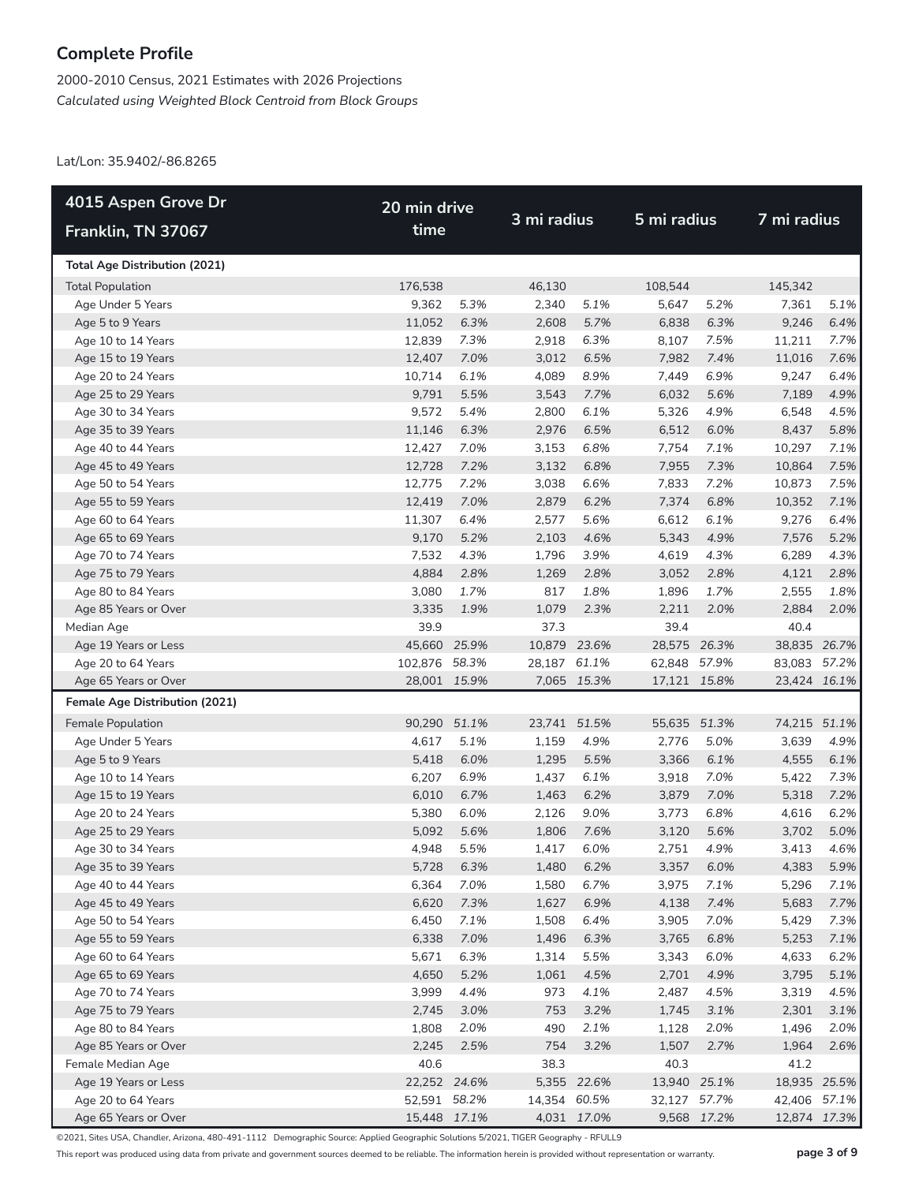## Complete Profile

2000-2010 Census, 2021 Estimates with 2026 Projections
*Calculated using Weighted Block Centroid from Block Groups*

Lat/Lon: 35.9402/-86.8265

| 4015 Aspen Grove Dr Franklin, TN 37067 | 20 min drive time | | 3 mi radius | | 5 mi radius | | 7 mi radius | |
|---|---|---|---|---|---|---|---|---|
| **Total Age Distribution (2021)** | | | | | | | | |
| Total Population | 176,538 | | 46,130 | | 108,544 | | 145,342 | |
| Age Under 5 Years | 9,362 | *5.3%* | 2,340 | *5.1%* | 5,647 | *5.2%* | 7,361 | *5.1%* |
| Age 5 to 9 Years | 11,052 | *6.3%* | 2,608 | *5.7%* | 6,838 | *6.3%* | 9,246 | *6.4%* |
| Age 10 to 14 Years | 12,839 | *7.3%* | 2,918 | *6.3%* | 8,107 | *7.5%* | 11,211 | *7.7%* |
| Age 15 to 19 Years | 12,407 | *7.0%* | 3,012 | *6.5%* | 7,982 | *7.4%* | 11,016 | *7.6%* |
| Age 20 to 24 Years | 10,714 | *6.1%* | 4,089 | *8.9%* | 7,449 | *6.9%* | 9,247 | *6.4%* |
| Age 25 to 29 Years | 9,791 | *5.5%* | 3,543 | *7.7%* | 6,032 | *5.6%* | 7,189 | *4.9%* |
| Age 30 to 34 Years | 9,572 | *5.4%* | 2,800 | *6.1%* | 5,326 | *4.9%* | 6,548 | *4.5%* |
| Age 35 to 39 Years | 11,146 | *6.3%* | 2,976 | *6.5%* | 6,512 | *6.0%* | 8,437 | *5.8%* |
| Age 40 to 44 Years | 12,427 | *7.0%* | 3,153 | *6.8%* | 7,754 | *7.1%* | 10,297 | *7.1%* |
| Age 45 to 49 Years | 12,728 | *7.2%* | 3,132 | *6.8%* | 7,955 | *7.3%* | 10,864 | *7.5%* |
| Age 50 to 54 Years | 12,775 | *7.2%* | 3,038 | *6.6%* | 7,833 | *7.2%* | 10,873 | *7.5%* |
| Age 55 to 59 Years | 12,419 | *7.0%* | 2,879 | *6.2%* | 7,374 | *6.8%* | 10,352 | *7.1%* |
| Age 60 to 64 Years | 11,307 | *6.4%* | 2,577 | *5.6%* | 6,612 | *6.1%* | 9,276 | *6.4%* |
| Age 65 to 69 Years | 9,170 | *5.2%* | 2,103 | *4.6%* | 5,343 | *4.9%* | 7,576 | *5.2%* |
| Age 70 to 74 Years | 7,532 | *4.3%* | 1,796 | *3.9%* | 4,619 | *4.3%* | 6,289 | *4.3%* |
| Age 75 to 79 Years | 4,884 | *2.8%* | 1,269 | *2.8%* | 3,052 | *2.8%* | 4,121 | *2.8%* |
| Age 80 to 84 Years | 3,080 | *1.7%* | 817 | *1.8%* | 1,896 | *1.7%* | 2,555 | *1.8%* |
| Age 85 Years or Over | 3,335 | *1.9%* | 1,079 | *2.3%* | 2,211 | *2.0%* | 2,884 | *2.0%* |
| Median Age | 39.9 | | 37.3 | | 39.4 | | 40.4 | |
| Age 19 Years or Less | 45,660 | *25.9%* | 10,879 | *23.6%* | 28,575 | *26.3%* | 38,835 | *26.7%* |
| Age 20 to 64 Years | 102,876 | *58.3%* | 28,187 | *61.1%* | 62,848 | *57.9%* | 83,083 | *57.2%* |
| Age 65 Years or Over | 28,001 | *15.9%* | 7,065 | *15.3%* | 17,121 | *15.8%* | 23,424 | *16.1%* |
| **Female Age Distribution (2021)** | | | | | | | | |
| Female Population | 90,290 | *51.1%* | 23,741 | *51.5%* | 55,635 | *51.3%* | 74,215 | *51.1%* |
| Age Under 5 Years | 4,617 | *5.1%* | 1,159 | *4.9%* | 2,776 | *5.0%* | 3,639 | *4.9%* |
| Age 5 to 9 Years | 5,418 | *6.0%* | 1,295 | *5.5%* | 3,366 | *6.1%* | 4,555 | *6.1%* |
| Age 10 to 14 Years | 6,207 | *6.9%* | 1,437 | *6.1%* | 3,918 | *7.0%* | 5,422 | *7.3%* |
| Age 15 to 19 Years | 6,010 | *6.7%* | 1,463 | *6.2%* | 3,879 | *7.0%* | 5,318 | *7.2%* |
| Age 20 to 24 Years | 5,380 | *6.0%* | 2,126 | *9.0%* | 3,773 | *6.8%* | 4,616 | *6.2%* |
| Age 25 to 29 Years | 5,092 | *5.6%* | 1,806 | *7.6%* | 3,120 | *5.6%* | 3,702 | *5.0%* |
| Age 30 to 34 Years | 4,948 | *5.5%* | 1,417 | *6.0%* | 2,751 | *4.9%* | 3,413 | *4.6%* |
| Age 35 to 39 Years | 5,728 | *6.3%* | 1,480 | *6.2%* | 3,357 | *6.0%* | 4,383 | *5.9%* |
| Age 40 to 44 Years | 6,364 | *7.0%* | 1,580 | *6.7%* | 3,975 | *7.1%* | 5,296 | *7.1%* |
| Age 45 to 49 Years | 6,620 | *7.3%* | 1,627 | *6.9%* | 4,138 | *7.4%* | 5,683 | *7.7%* |
| Age 50 to 54 Years | 6,450 | *7.1%* | 1,508 | *6.4%* | 3,905 | *7.0%* | 5,429 | *7.3%* |
| Age 55 to 59 Years | 6,338 | *7.0%* | 1,496 | *6.3%* | 3,765 | *6.8%* | 5,253 | *7.1%* |
| Age 60 to 64 Years | 5,671 | *6.3%* | 1,314 | *5.5%* | 3,343 | *6.0%* | 4,633 | *6.2%* |
| Age 65 to 69 Years | 4,650 | *5.2%* | 1,061 | *4.5%* | 2,701 | *4.9%* | 3,795 | *5.1%* |
| Age 70 to 74 Years | 3,999 | *4.4%* | 973 | *4.1%* | 2,487 | *4.5%* | 3,319 | *4.5%* |
| Age 75 to 79 Years | 2,745 | *3.0%* | 753 | *3.2%* | 1,745 | *3.1%* | 2,301 | *3.1%* |
| Age 80 to 84 Years | 1,808 | *2.0%* | 490 | *2.1%* | 1,128 | *2.0%* | 1,496 | *2.0%* |
| Age 85 Years or Over | 2,245 | *2.5%* | 754 | *3.2%* | 1,507 | *2.7%* | 1,964 | *2.6%* |
| Female Median Age | 40.6 | | 38.3 | | 40.3 | | 41.2 | |
| Age 19 Years or Less | 22,252 | *24.6%* | 5,355 | *22.6%* | 13,940 | *25.1%* | 18,935 | *25.5%* |
| Age 20 to 64 Years | 52,591 | *58.2%* | 14,354 | *60.5%* | 32,127 | *57.7%* | 42,406 | *57.1%* |
| Age 65 Years or Over | 15,448 | *17.1%* | 4,031 | *17.0%* | 9,568 | *17.2%* | 12,874 | *17.3%* |

©2021, Sites USA, Chandler, Arizona, 480-491-1112 Demographic Source: Applied Geographic Solutions 5/2021, TIGER Geography - RFULL9

This report was produced using data from private and government sources deemed to be reliable. The information herein is provided without representation or warranty.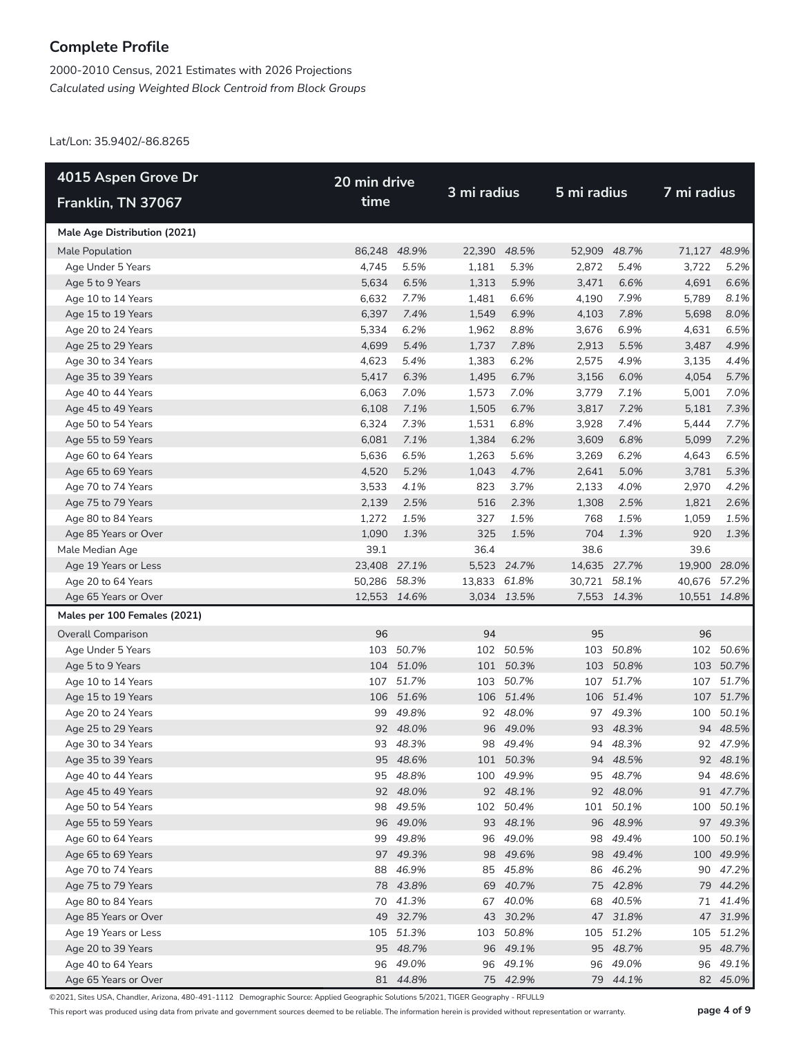## Complete Profile

2000-2010 Census, 2021 Estimates with 2026 Projections
*Calculated using Weighted Block Centroid from Block Groups*

Lat/Lon: 35.9402/-86.8265

| 4015 Aspen Grove Dr Franklin, TN 37067 | 20 min drive time | | 3 mi radius | | 5 mi radius | | 7 mi radius | |
|---|---|---|---|---|---|---|---|---|
| **Male Age Distribution (2021)** | | | | | | | | |
| Male Population | 86,248 | *48.9%* | 22,390 | *48.5%* | 52,909 | *48.7%* | 71,127 | *48.9%* |
| Age Under 5 Years | 4,745 | *5.5%* | 1,181 | *5.3%* | 2,872 | *5.4%* | 3,722 | *5.2%* |
| Age 5 to 9 Years | 5,634 | *6.5%* | 1,313 | *5.9%* | 3,471 | *6.6%* | 4,691 | *6.6%* |
| Age 10 to 14 Years | 6,632 | *7.7%* | 1,481 | *6.6%* | 4,190 | *7.9%* | 5,789 | *8.1%* |
| Age 15 to 19 Years | 6,397 | *7.4%* | 1,549 | *6.9%* | 4,103 | *7.8%* | 5,698 | *8.0%* |
| Age 20 to 24 Years | 5,334 | *6.2%* | 1,962 | *8.8%* | 3,676 | *6.9%* | 4,631 | *6.5%* |
| Age 25 to 29 Years | 4,699 | *5.4%* | 1,737 | *7.8%* | 2,913 | *5.5%* | 3,487 | *4.9%* |
| Age 30 to 34 Years | 4,623 | *5.4%* | 1,383 | *6.2%* | 2,575 | *4.9%* | 3,135 | *4.4%* |
| Age 35 to 39 Years | 5,417 | *6.3%* | 1,495 | *6.7%* | 3,156 | *6.0%* | 4,054 | *5.7%* |
| Age 40 to 44 Years | 6,063 | *7.0%* | 1,573 | *7.0%* | 3,779 | *7.1%* | 5,001 | *7.0%* |
| Age 45 to 49 Years | 6,108 | *7.1%* | 1,505 | *6.7%* | 3,817 | *7.2%* | 5,181 | *7.3%* |
| Age 50 to 54 Years | 6,324 | *7.3%* | 1,531 | *6.8%* | 3,928 | *7.4%* | 5,444 | *7.7%* |
| Age 55 to 59 Years | 6,081 | *7.1%* | 1,384 | *6.2%* | 3,609 | *6.8%* | 5,099 | *7.2%* |
| Age 60 to 64 Years | 5,636 | *6.5%* | 1,263 | *5.6%* | 3,269 | *6.2%* | 4,643 | *6.5%* |
| Age 65 to 69 Years | 4,520 | *5.2%* | 1,043 | *4.7%* | 2,641 | *5.0%* | 3,781 | *5.3%* |
| Age 70 to 74 Years | 3,533 | *4.1%* | 823 | *3.7%* | 2,133 | *4.0%* | 2,970 | *4.2%* |
| Age 75 to 79 Years | 2,139 | *2.5%* | 516 | *2.3%* | 1,308 | *2.5%* | 1,821 | *2.6%* |
| Age 80 to 84 Years | 1,272 | *1.5%* | 327 | *1.5%* | 768 | *1.5%* | 1,059 | *1.5%* |
| Age 85 Years or Over | 1,090 | *1.3%* | 325 | *1.5%* | 704 | *1.3%* | 920 | *1.3%* |
| Male Median Age | 39.1 | | 36.4 | | 38.6 | | 39.6 | |
| Age 19 Years or Less | 23,408 | *27.1%* | 5,523 | *24.7%* | 14,635 | *27.7%* | 19,900 | *28.0%* |
| Age 20 to 64 Years | 50,286 | *58.3%* | 13,833 | *61.8%* | 30,721 | *58.1%* | 40,676 | *57.2%* |
| Age 65 Years or Over | 12,553 | *14.6%* | 3,034 | *13.5%* | 7,553 | *14.3%* | 10,551 | *14.8%* |
| **Males per 100 Females (2021)** | | | | | | | | |
| Overall Comparison | 96 | | 94 | | 95 | | 96 | |
| Age Under 5 Years | 103 | *50.7%* | 102 | *50.5%* | 103 | *50.8%* | 102 | *50.6%* |
| Age 5 to 9 Years | 104 | *51.0%* | 101 | *50.3%* | 103 | *50.8%* | 103 | *50.7%* |
| Age 10 to 14 Years | 107 | *51.7%* | 103 | *50.7%* | 107 | *51.7%* | 107 | *51.7%* |
| Age 15 to 19 Years | 106 | *51.6%* | 106 | *51.4%* | 106 | *51.4%* | 107 | *51.7%* |
| Age 20 to 24 Years | 99 | *49.8%* | 92 | *48.0%* | 97 | *49.3%* | 100 | *50.1%* |
| Age 25 to 29 Years | 92 | *48.0%* | 96 | *49.0%* | 93 | *48.3%* | 94 | *48.5%* |
| Age 30 to 34 Years | 93 | *48.3%* | 98 | *49.4%* | 94 | *48.3%* | 92 | *47.9%* |
| Age 35 to 39 Years | 95 | *48.6%* | 101 | *50.3%* | 94 | *48.5%* | 92 | *48.1%* |
| Age 40 to 44 Years | 95 | *48.8%* | 100 | *49.9%* | 95 | *48.7%* | 94 | *48.6%* |
| Age 45 to 49 Years | 92 | *48.0%* | 92 | *48.1%* | 92 | *48.0%* | 91 | *47.7%* |
| Age 50 to 54 Years | 98 | *49.5%* | 102 | *50.4%* | 101 | *50.1%* | 100 | *50.1%* |
| Age 55 to 59 Years | 96 | *49.0%* | 93 | *48.1%* | 96 | *48.9%* | 97 | *49.3%* |
| Age 60 to 64 Years | 99 | *49.8%* | 96 | *49.0%* | 98 | *49.4%* | 100 | *50.1%* |
| Age 65 to 69 Years | 97 | *49.3%* | 98 | *49.6%* | 98 | *49.4%* | 100 | *49.9%* |
| Age 70 to 74 Years | 88 | *46.9%* | 85 | *45.8%* | 86 | *46.2%* | 90 | *47.2%* |
| Age 75 to 79 Years | 78 | *43.8%* | 69 | *40.7%* | 75 | *42.8%* | 79 | *44.2%* |
| Age 80 to 84 Years | 70 | *41.3%* | 67 | *40.0%* | 68 | *40.5%* | 71 | *41.4%* |
| Age 85 Years or Over | 49 | *32.7%* | 43 | *30.2%* | 47 | *31.8%* | 47 | *31.9%* |
| Age 19 Years or Less | 105 | *51.3%* | 103 | *50.8%* | 105 | *51.2%* | 105 | *51.2%* |
| Age 20 to 39 Years | 95 | *48.7%* | 96 | *49.1%* | 95 | *48.7%* | 95 | *48.7%* |
| Age 40 to 64 Years | 96 | *49.0%* | 96 | *49.1%* | 96 | *49.0%* | 96 | *49.1%* |
| Age 65 Years or Over | 81 | *44.8%* | 75 | *42.9%* | 79 | *44.1%* | 82 | *45.0%* |

©2021, Sites USA, Chandler, Arizona, 480-491-1112 Demographic Source: Applied Geographic Solutions 5/2021, TIGER Geography - RFULL9

This report was produced using data from private and government sources deemed to be reliable. The information herein is provided without representation or warranty.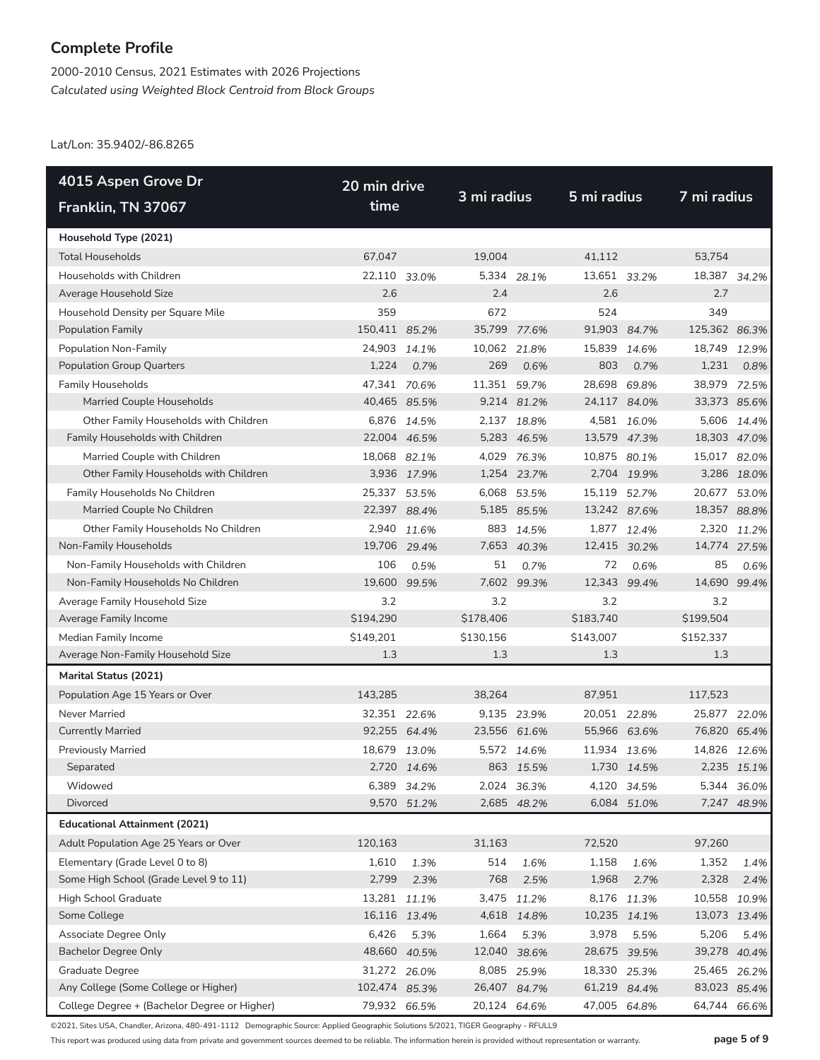## Complete Profile

2000-2010 Census, 2021 Estimates with 2026 Projections
*Calculated using Weighted Block Centroid from Block Groups*

Lat/Lon: 35.9402/-86.8265

| 4015 Aspen Grove Dr Franklin, TN 37067 | 20 min drive time | | 3 mi radius | | 5 mi radius | | 7 mi radius | |
|---|---|---|---|---|---|---|---|---|
| **Household Type (2021)** | | | | | | | | |
| Total Households | 67,047 | | 19,004 | | 41,112 | | 53,754 | |
| Households with Children | 22,110 | *33.0%* | 5,334 | *28.1%* | 13,651 | *33.2%* | 18,387 | *34.2%* |
| Average Household Size | 2.6 | | 2.4 | | 2.6 | | 2.7 | |
| Household Density per Square Mile | 359 | | 672 | | 524 | | 349 | |
| Population Family | 150,411 | *85.2%* | 35,799 | *77.6%* | 91,903 | *84.7%* | 125,362 | *86.3%* |
| Population Non-Family | 24,903 | *14.1%* | 10,062 | *21.8%* | 15,839 | *14.6%* | 18,749 | *12.9%* |
| Population Group Quarters | 1,224 | *0.7%* | 269 | *0.6%* | 803 | *0.7%* | 1,231 | *0.8%* |
| Family Households | 47,341 | *70.6%* | 11,351 | *59.7%* | 28,698 | *69.8%* | 38,979 | *72.5%* |
| Married Couple Households | 40,465 | *85.5%* | 9,214 | *81.2%* | 24,117 | *84.0%* | 33,373 | *85.6%* |
| Other Family Households with Children | 6,876 | *14.5%* | 2,137 | *18.8%* | 4,581 | *16.0%* | 5,606 | *14.4%* |
| Family Households with Children | 22,004 | *46.5%* | 5,283 | *46.5%* | 13,579 | *47.3%* | 18,303 | *47.0%* |
| Married Couple with Children | 18,068 | *82.1%* | 4,029 | *76.3%* | 10,875 | *80.1%* | 15,017 | *82.0%* |
| Other Family Households with Children | 3,936 | *17.9%* | 1,254 | *23.7%* | 2,704 | *19.9%* | 3,286 | *18.0%* |
| Family Households No Children | 25,337 | *53.5%* | 6,068 | *53.5%* | 15,119 | *52.7%* | 20,677 | *53.0%* |
| Married Couple No Children | 22,397 | *88.4%* | 5,185 | *85.5%* | 13,242 | *87.6%* | 18,357 | *88.8%* |
| Other Family Households No Children | 2,940 | *11.6%* | 883 | *14.5%* | 1,877 | *12.4%* | 2,320 | *11.2%* |
| Non-Family Households | 19,706 | *29.4%* | 7,653 | *40.3%* | 12,415 | *30.2%* | 14,774 | *27.5%* |
| Non-Family Households with Children | 106 | *0.5%* | 51 | *0.7%* | 72 | *0.6%* | 85 | *0.6%* |
| Non-Family Households No Children | 19,600 | *99.5%* | 7,602 | *99.3%* | 12,343 | *99.4%* | 14,690 | *99.4%* |
| Average Family Household Size | 3.2 | | 3.2 | | 3.2 | | 3.2 | |
| Average Family Income | $194,290 | | $178,406 | | $183,740 | | $199,504 | |
| Median Family Income | $149,201 | | $130,156 | | $143,007 | | $152,337 | |
| Average Non-Family Household Size | 1.3 | | 1.3 | | 1.3 | | 1.3 | |
| **Marital Status (2021)** | | | | | | | | |
| Population Age 15 Years or Over | 143,285 | | 38,264 | | 87,951 | | 117,523 | |
| Never Married | 32,351 | *22.6%* | 9,135 | *23.9%* | 20,051 | *22.8%* | 25,877 | *22.0%* |
| Currently Married | 92,255 | *64.4%* | 23,556 | *61.6%* | 55,966 | *63.6%* | 76,820 | *65.4%* |
| Previously Married | 18,679 | *13.0%* | 5,572 | *14.6%* | 11,934 | *13.6%* | 14,826 | *12.6%* |
| Separated | 2,720 | *14.6%* | 863 | *15.5%* | 1,730 | *14.5%* | 2,235 | *15.1%* |
| Widowed | 6,389 | *34.2%* | 2,024 | *36.3%* | 4,120 | *34.5%* | 5,344 | *36.0%* |
| Divorced | 9,570 | *51.2%* | 2,685 | *48.2%* | 6,084 | *51.0%* | 7,247 | *48.9%* |
| **Educational Attainment (2021)** | | | | | | | | |
| Adult Population Age 25 Years or Over | 120,163 | | 31,163 | | 72,520 | | 97,260 | |
| Elementary (Grade Level 0 to 8) | 1,610 | *1.3%* | 514 | *1.6%* | 1,158 | *1.6%* | 1,352 | *1.4%* |
| Some High School (Grade Level 9 to 11) | 2,799 | *2.3%* | 768 | *2.5%* | 1,968 | *2.7%* | 2,328 | *2.4%* |
| High School Graduate | 13,281 | *11.1%* | 3,475 | *11.2%* | 8,176 | *11.3%* | 10,558 | *10.9%* |
| Some College | 16,116 | *13.4%* | 4,618 | *14.8%* | 10,235 | *14.1%* | 13,073 | *13.4%* |
| Associate Degree Only | 6,426 | *5.3%* | 1,664 | *5.3%* | 3,978 | *5.5%* | 5,206 | *5.4%* |
| Bachelor Degree Only | 48,660 | *40.5%* | 12,040 | *38.6%* | 28,675 | *39.5%* | 39,278 | *40.4%* |
| Graduate Degree | 31,272 | *26.0%* | 8,085 | *25.9%* | 18,330 | *25.3%* | 25,465 | *26.2%* |
| Any College (Some College or Higher) | 102,474 | *85.3%* | 26,407 | *84.7%* | 61,219 | *84.4%* | 83,023 | *85.4%* |
| College Degree + (Bachelor Degree or Higher) | 79,932 | *66.5%* | 20,124 | *64.6%* | 47,005 | *64.8%* | 64,744 | *66.6%* |

©2021, Sites USA, Chandler, Arizona, 480-491-1112 Demographic Source: Applied Geographic Solutions 5/2021, TIGER Geography - RFULL9

This report was produced using data from private and government sources deemed to be reliable. The information herein is provided without representation or warranty.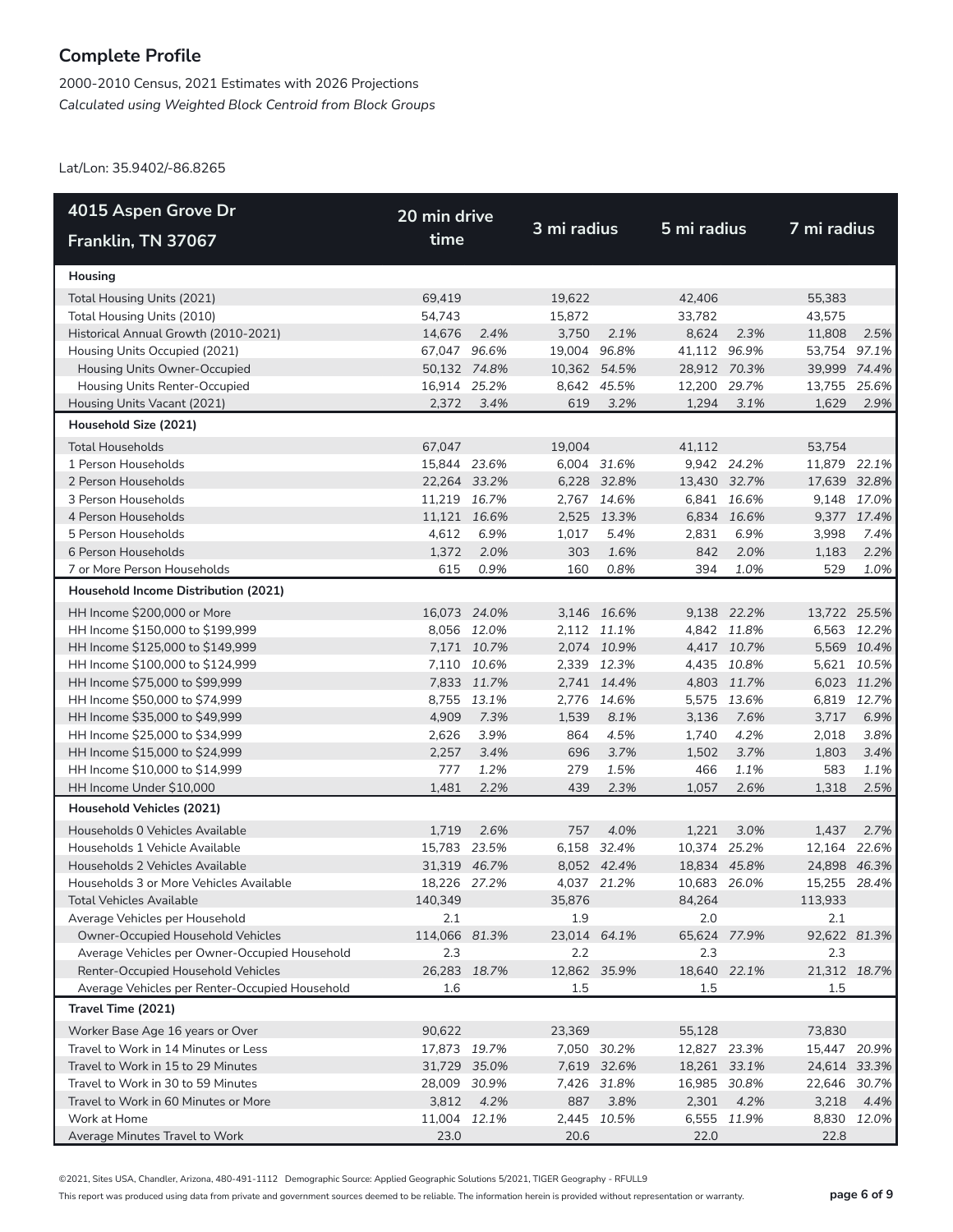## Complete Profile

2000-2010 Census, 2021 Estimates with 2026 Projections
*Calculated using Weighted Block Centroid from Block Groups*

Lat/Lon: 35.9402/-86.8265

| 4015 Aspen Grove Dr Franklin, TN 37067 | 20 min drive time | | 3 mi radius | | 5 mi radius | | 7 mi radius | |
|---|---|---|---|---|---|---|---|---|
| **Housing** | | | | | | | | |
| Total Housing Units (2021) | 69,419 | | 19,622 | | 42,406 | | 55,383 | |
| Total Housing Units (2010) | 54,743 | | 15,872 | | 33,782 | | 43,575 | |
| Historical Annual Growth (2010-2021) | 14,676 | *2.4%* | 3,750 | *2.1%* | 8,624 | *2.3%* | 11,808 | *2.5%* |
| Housing Units Occupied (2021) | 67,047 | *96.6%* | 19,004 | *96.8%* | 41,112 | *96.9%* | 53,754 | *97.1%* |
| Housing Units Owner-Occupied | 50,132 | *74.8%* | 10,362 | *54.5%* | 28,912 | *70.3%* | 39,999 | *74.4%* |
| Housing Units Renter-Occupied | 16,914 | *25.2%* | 8,642 | *45.5%* | 12,200 | *29.7%* | 13,755 | *25.6%* |
| Housing Units Vacant (2021) | 2,372 | *3.4%* | 619 | *3.2%* | 1,294 | *3.1%* | 1,629 | *2.9%* |
| **Household Size (2021)** | | | | | | | | |
| Total Households | 67,047 | | 19,004 | | 41,112 | | 53,754 | |
| 1 Person Households | 15,844 | *23.6%* | 6,004 | *31.6%* | 9,942 | *24.2%* | 11,879 | *22.1%* |
| 2 Person Households | 22,264 | *33.2%* | 6,228 | *32.8%* | 13,430 | *32.7%* | 17,639 | *32.8%* |
| 3 Person Households | 11,219 | *16.7%* | 2,767 | *14.6%* | 6,841 | *16.6%* | 9,148 | *17.0%* |
| 4 Person Households | 11,121 | *16.6%* | 2,525 | *13.3%* | 6,834 | *16.6%* | 9,377 | *17.4%* |
| 5 Person Households | 4,612 | *6.9%* | 1,017 | *5.4%* | 2,831 | *6.9%* | 3,998 | *7.4%* |
| 6 Person Households | 1,372 | *2.0%* | 303 | *1.6%* | 842 | *2.0%* | 1,183 | *2.2%* |
| 7 or More Person Households | 615 | *0.9%* | 160 | *0.8%* | 394 | *1.0%* | 529 | *1.0%* |
| **Household Income Distribution (2021)** | | | | | | | | |
| HH Income $200,000 or More | 16,073 | *24.0%* | 3,146 | *16.6%* | 9,138 | *22.2%* | 13,722 | *25.5%* |
| HH Income $150,000 to $199,999 | 8,056 | *12.0%* | 2,112 | *11.1%* | 4,842 | *11.8%* | 6,563 | *12.2%* |
| HH Income $125,000 to $149,999 | 7,171 | *10.7%* | 2,074 | *10.9%* | 4,417 | *10.7%* | 5,569 | *10.4%* |
| HH Income $100,000 to $124,999 | 7,110 | *10.6%* | 2,339 | *12.3%* | 4,435 | *10.8%* | 5,621 | *10.5%* |
| HH Income $75,000 to $99,999 | 7,833 | *11.7%* | 2,741 | *14.4%* | 4,803 | *11.7%* | 6,023 | *11.2%* |
| HH Income $50,000 to $74,999 | 8,755 | *13.1%* | 2,776 | *14.6%* | 5,575 | *13.6%* | 6,819 | *12.7%* |
| HH Income $35,000 to $49,999 | 4,909 | *7.3%* | 1,539 | *8.1%* | 3,136 | *7.6%* | 3,717 | *6.9%* |
| HH Income $25,000 to $34,999 | 2,626 | *3.9%* | 864 | *4.5%* | 1,740 | *4.2%* | 2,018 | *3.8%* |
| HH Income $15,000 to $24,999 | 2,257 | *3.4%* | 696 | *3.7%* | 1,502 | *3.7%* | 1,803 | *3.4%* |
| HH Income $10,000 to $14,999 | 777 | *1.2%* | 279 | *1.5%* | 466 | *1.1%* | 583 | *1.1%* |
| HH Income Under $10,000 | 1,481 | *2.2%* | 439 | *2.3%* | 1,057 | *2.6%* | 1,318 | *2.5%* |
| **Household Vehicles (2021)** | | | | | | | | |
| Households 0 Vehicles Available | 1,719 | *2.6%* | 757 | *4.0%* | 1,221 | *3.0%* | 1,437 | *2.7%* |
| Households 1 Vehicle Available | 15,783 | *23.5%* | 6,158 | *32.4%* | 10,374 | *25.2%* | 12,164 | *22.6%* |
| Households 2 Vehicles Available | 31,319 | *46.7%* | 8,052 | *42.4%* | 18,834 | *45.8%* | 24,898 | *46.3%* |
| Households 3 or More Vehicles Available | 18,226 | *27.2%* | 4,037 | *21.2%* | 10,683 | *26.0%* | 15,255 | *28.4%* |
| Total Vehicles Available | 140,349 | | 35,876 | | 84,264 | | 113,933 | |
| Average Vehicles per Household | 2.1 | | 1.9 | | 2.0 | | 2.1 | |
| Owner-Occupied Household Vehicles | 114,066 | *81.3%* | 23,014 | *64.1%* | 65,624 | *77.9%* | 92,622 | *81.3%* |
| Average Vehicles per Owner-Occupied Household | 2.3 | | 2.2 | | 2.3 | | 2.3 | |
| Renter-Occupied Household Vehicles | 26,283 | *18.7%* | 12,862 | *35.9%* | 18,640 | *22.1%* | 21,312 | *18.7%* |
| Average Vehicles per Renter-Occupied Household | 1.6 | | 1.5 | | 1.5 | | 1.5 | |
| **Travel Time (2021)** | | | | | | | | |
| Worker Base Age 16 years or Over | 90,622 | | 23,369 | | 55,128 | | 73,830 | |
| Travel to Work in 14 Minutes or Less | 17,873 | *19.7%* | 7,050 | *30.2%* | 12,827 | *23.3%* | 15,447 | *20.9%* |
| Travel to Work in 15 to 29 Minutes | 31,729 | *35.0%* | 7,619 | *32.6%* | 18,261 | *33.1%* | 24,614 | *33.3%* |
| Travel to Work in 30 to 59 Minutes | 28,009 | *30.9%* | 7,426 | *31.8%* | 16,985 | *30.8%* | 22,646 | *30.7%* |
| Travel to Work in 60 Minutes or More | 3,812 | *4.2%* | 887 | *3.8%* | 2,301 | *4.2%* | 3,218 | *4.4%* |
| Work at Home | 11,004 | *12.1%* | 2,445 | *10.5%* | 6,555 | *11.9%* | 8,830 | *12.0%* |
| Average Minutes Travel to Work | 23.0 | | 20.6 | | 22.0 | | 22.8 | |

©2021, Sites USA, Chandler, Arizona, 480-491-1112 Demographic Source: Applied Geographic Solutions 5/2021, TIGER Geography - RFULL9

This report was produced using data from private and government sources deemed to be reliable. The information herein is provided without representation or warranty.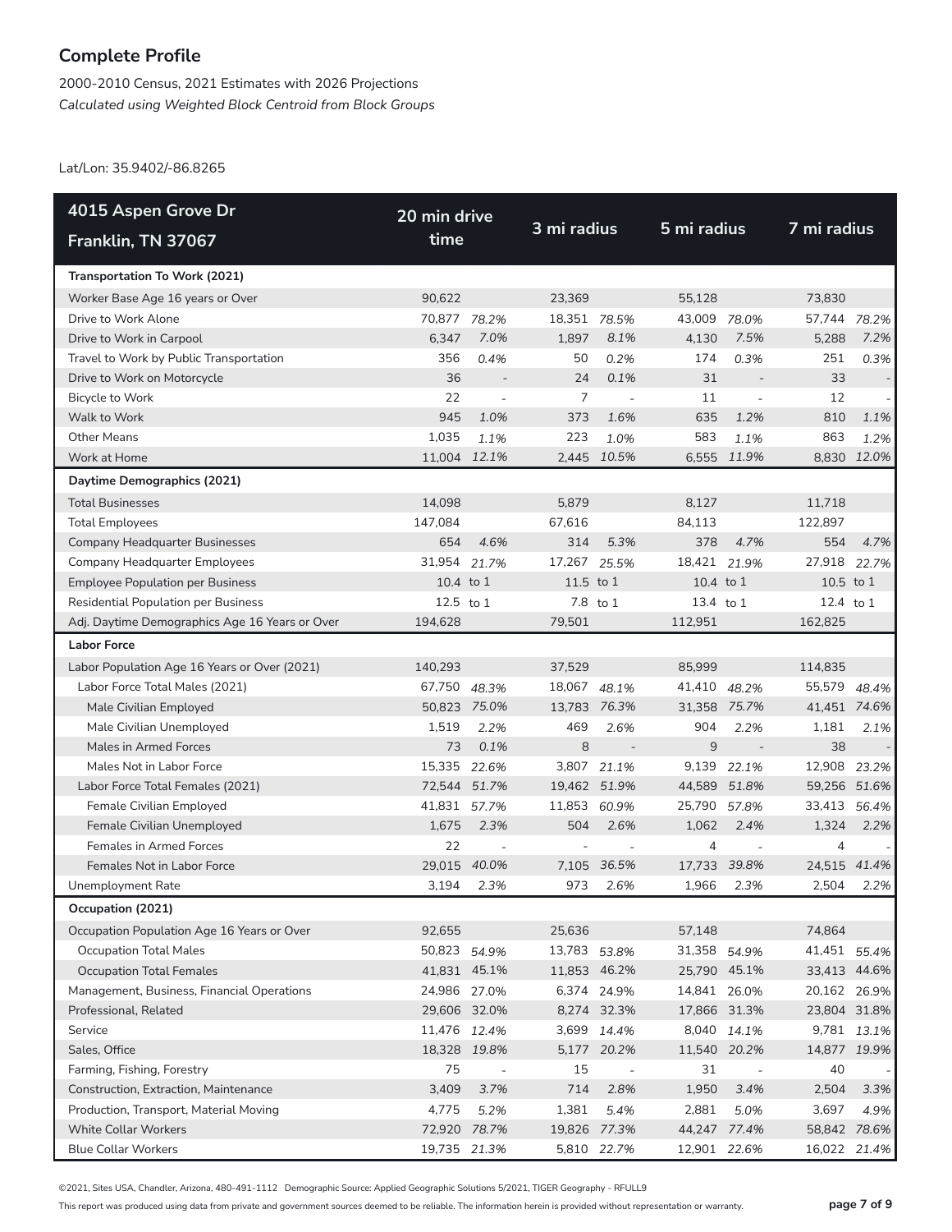# Complete Profile

2000-2010 Census, 2021 Estimates with 2026 Projections
*Calculated using Weighted Block Centroid from Block Groups*

Lat/Lon: 35.9402/-86.8265

| 4015 Aspen Grove Dr Franklin, TN 37067 | 20 min drive time | | 3 mi radius | | 5 mi radius | | 7 mi radius | |
|---|---|---|---|---|---|---|---|---|
| **Transportation To Work (2021)** | | | | | | | | |
| Worker Base Age 16 years or Over | 90,622 | | 23,369 | | 55,128 | | 73,830 | |
| Drive to Work Alone | 70,877 | *78.2%* | 18,351 | *78.5%* | 43,009 | *78.0%* | 57,744 | *78.2%* |
| Drive to Work in Carpool | 6,347 | *7.0%* | 1,897 | *8.1%* | 4,130 | *7.5%* | 5,288 | *7.2%* |
| Travel to Work by Public Transportation | 356 | *0.4%* | 50 | *0.2%* | 174 | *0.3%* | 251 | *0.3%* |
| Drive to Work on Motorcycle | 36 | - | 24 | *0.1%* | 31 | - | 33 | - |
| Bicycle to Work | 22 | - | 7 | - | 11 | - | 12 | - |
| Walk to Work | 945 | *1.0%* | 373 | *1.6%* | 635 | *1.2%* | 810 | *1.1%* |
| Other Means | 1,035 | *1.1%* | 223 | *1.0%* | 583 | *1.1%* | 863 | *1.2%* |
| Work at Home | 11,004 | *12.1%* | 2,445 | *10.5%* | 6,555 | *11.9%* | 8,830 | *12.0%* |
| **Daytime Demographics (2021)** | | | | | | | | |
| Total Businesses | 14,098 | | 5,879 | | 8,127 | | 11,718 | |
| Total Employees | 147,084 | | 67,616 | | 84,113 | | 122,897 | |
| Company Headquarter Businesses | 654 | *4.6%* | 314 | *5.3%* | 378 | *4.7%* | 554 | *4.7%* |
| Company Headquarter Employees | 31,954 | *21.7%* | 17,267 | *25.5%* | 18,421 | *21.9%* | 27,918 | *22.7%* |
| Employee Population per Business | 10.4 | to 1 | 11.5 | to 1 | 10.4 | to 1 | 10.5 | to 1 |
| Residential Population per Business | 12.5 | to 1 | 7.8 | to 1 | 13.4 | to 1 | 12.4 | to 1 |
| Adj. Daytime Demographics Age 16 Years or Over | 194,628 | | 79,501 | | 112,951 | | 162,825 | |
| **Labor Force** | | | | | | | | |
| Labor Population Age 16 Years or Over (2021) | 140,293 | | 37,529 | | 85,999 | | 114,835 | |
| Labor Force Total Males (2021) | 67,750 | *48.3%* | 18,067 | *48.1%* | 41,410 | *48.2%* | 55,579 | *48.4%* |
| Male Civilian Employed | 50,823 | *75.0%* | 13,783 | *76.3%* | 31,358 | *75.7%* | 41,451 | *74.6%* |
| Male Civilian Unemployed | 1,519 | *2.2%* | 469 | *2.6%* | 904 | *2.2%* | 1,181 | *2.1%* |
| Males in Armed Forces | 73 | *0.1%* | 8 | - | 9 | - | 38 | - |
| Males Not in Labor Force | 15,335 | *22.6%* | 3,807 | *21.1%* | 9,139 | *22.1%* | 12,908 | *23.2%* |
| Labor Force Total Females (2021) | 72,544 | *51.7%* | 19,462 | *51.9%* | 44,589 | *51.8%* | 59,256 | *51.6%* |
| Female Civilian Employed | 41,831 | *57.7%* | 11,853 | *60.9%* | 25,790 | *57.8%* | 33,413 | *56.4%* |
| Female Civilian Unemployed | 1,675 | *2.3%* | 504 | *2.6%* | 1,062 | *2.4%* | 1,324 | *2.2%* |
| Females in Armed Forces | 22 | - | - | - | 4 | - | 4 | - |
| Females Not in Labor Force | 29,015 | *40.0%* | 7,105 | *36.5%* | 17,733 | *39.8%* | 24,515 | *41.4%* |
| Unemployment Rate | 3,194 | *2.3%* | 973 | *2.6%* | 1,966 | *2.3%* | 2,504 | *2.2%* |
| **Occupation (2021)** | | | | | | | | |
| Occupation Population Age 16 Years or Over | 92,655 | | 25,636 | | 57,148 | | 74,864 | |
| Occupation Total Males | 50,823 | *54.9%* | 13,783 | *53.8%* | 31,358 | *54.9%* | 41,451 | *55.4%* |
| Occupation Total Females | 41,831 | *45.1%* | 11,853 | *46.2%* | 25,790 | *45.1%* | 33,413 | *44.6%* |
| Management, Business, Financial Operations | 24,986 | *27.0%* | 6,374 | *24.9%* | 14,841 | *26.0%* | 20,162 | *26.9%* |
| Professional, Related | 29,606 | *32.0%* | 8,274 | *32.3%* | 17,866 | *31.3%* | 23,804 | *31.8%* |
| Service | 11,476 | *12.4%* | 3,699 | *14.4%* | 8,040 | *14.1%* | 9,781 | *13.1%* |
| Sales, Office | 18,328 | *19.8%* | 5,177 | *20.2%* | 11,540 | *20.2%* | 14,877 | *19.9%* |
| Farming, Fishing, Forestry | 75 | - | 15 | - | 31 | - | 40 | - |
| Construction, Extraction, Maintenance | 3,409 | *3.7%* | 714 | *2.8%* | 1,950 | *3.4%* | 2,504 | *3.3%* |
| Production, Transport, Material Moving | 4,775 | *5.2%* | 1,381 | *5.4%* | 2,881 | *5.0%* | 3,697 | *4.9%* |
| White Collar Workers | 72,920 | *78.7%* | 19,826 | *77.3%* | 44,247 | *77.4%* | 58,842 | *78.6%* |
| Blue Collar Workers | 19,735 | *21.3%* | 5,810 | *22.7%* | 12,901 | *22.6%* | 16,022 | *21.4%* |

©2021, Sites USA, Chandler, Arizona, 480-491-1112 Demographic Source: Applied Geographic Solutions 5/2021, TIGER Geography - RFULL9

This report was produced using data from private and government sources deemed to be reliable. The information herein is provided without representation or warranty.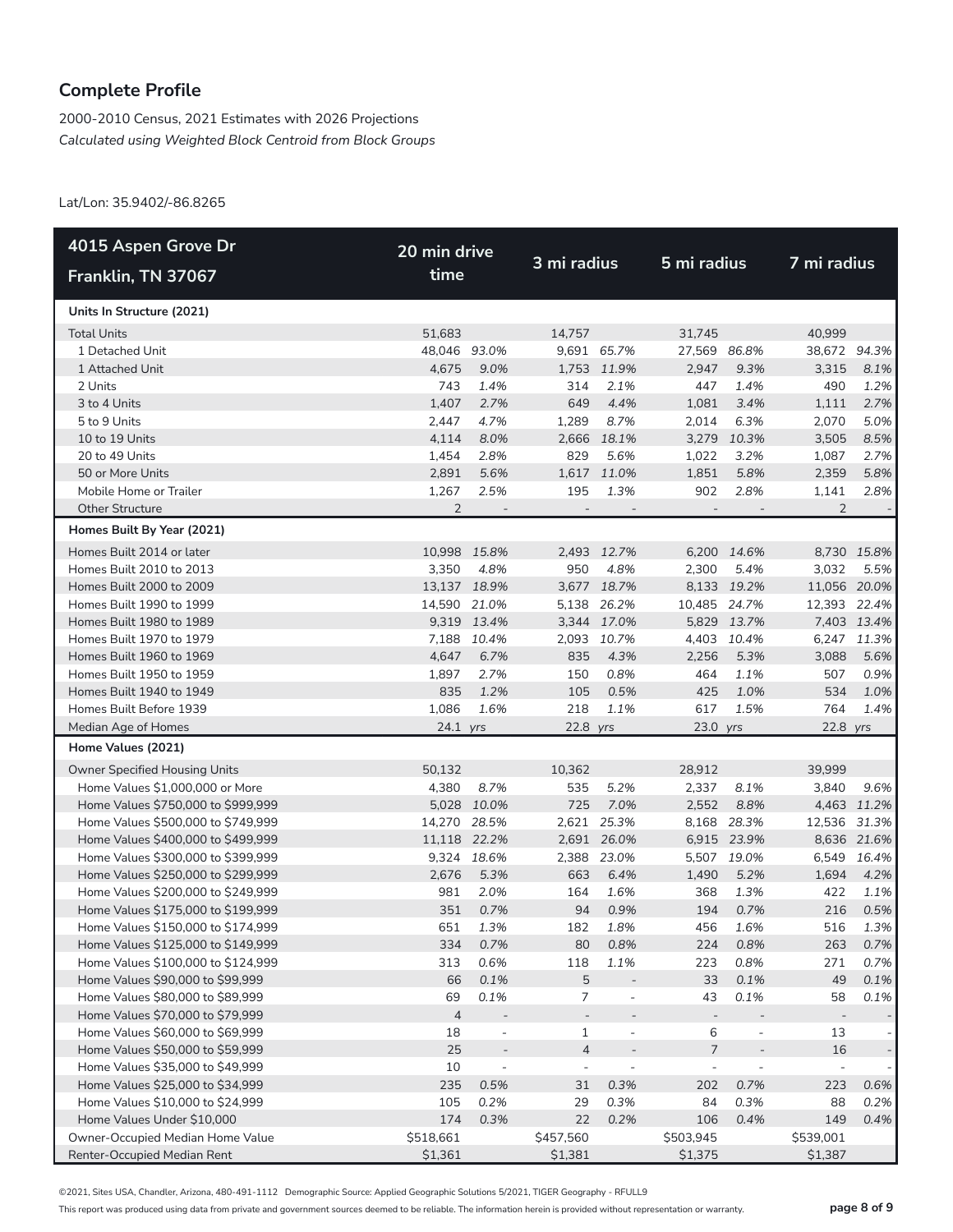## Complete Profile

2000-2010 Census, 2021 Estimates with 2026 Projections
*Calculated using Weighted Block Centroid from Block Groups*

Lat/Lon: 35.9402/-86.8265

| 4015 Aspen Grove Dr Franklin, TN 37067 | 20 min drive time | | 3 mi radius | | 5 mi radius | | 7 mi radius | |
|---|---|---|---|---|---|---|---|---|
| **Units In Structure (2021)** | | | | | | | | |
| Total Units | 51,683 | | 14,757 | | 31,745 | | 40,999 | |
| 1 Detached Unit | 48,046 | *93.0%* | 9,691 | *65.7%* | 27,569 | *86.8%* | 38,672 | *94.3%* |
| 1 Attached Unit | 4,675 | *9.0%* | 1,753 | *11.9%* | 2,947 | *9.3%* | 3,315 | *8.1%* |
| 2 Units | 743 | *1.4%* | 314 | *2.1%* | 447 | *1.4%* | 490 | *1.2%* |
| 3 to 4 Units | 1,407 | *2.7%* | 649 | *4.4%* | 1,081 | *3.4%* | 1,111 | *2.7%* |
| 5 to 9 Units | 2,447 | *4.7%* | 1,289 | *8.7%* | 2,014 | *6.3%* | 2,070 | *5.0%* |
| 10 to 19 Units | 4,114 | *8.0%* | 2,666 | *18.1%* | 3,279 | *10.3%* | 3,505 | *8.5%* |
| 20 to 49 Units | 1,454 | *2.8%* | 829 | *5.6%* | 1,022 | *3.2%* | 1,087 | *2.7%* |
| 50 or More Units | 2,891 | *5.6%* | 1,617 | *11.0%* | 1,851 | *5.8%* | 2,359 | *5.8%* |
| Mobile Home or Trailer | 1,267 | *2.5%* | 195 | *1.3%* | 902 | *2.8%* | 1,141 | *2.8%* |
| Other Structure | 2 | - | - | - | - | - | 2 | - |
| **Homes Built By Year (2021)** | | | | | | | | |
| Homes Built 2014 or later | 10,998 | *15.8%* | 2,493 | *12.7%* | 6,200 | *14.6%* | 8,730 | *15.8%* |
| Homes Built 2010 to 2013 | 3,350 | *4.8%* | 950 | *4.8%* | 2,300 | *5.4%* | 3,032 | *5.5%* |
| Homes Built 2000 to 2009 | 13,137 | *18.9%* | 3,677 | *18.7%* | 8,133 | *19.2%* | 11,056 | *20.0%* |
| Homes Built 1990 to 1999 | 14,590 | *21.0%* | 5,138 | *26.2%* | 10,485 | *24.7%* | 12,393 | *22.4%* |
| Homes Built 1980 to 1989 | 9,319 | *13.4%* | 3,344 | *17.0%* | 5,829 | *13.7%* | 7,403 | *13.4%* |
| Homes Built 1970 to 1979 | 7,188 | *10.4%* | 2,093 | *10.7%* | 4,403 | *10.4%* | 6,247 | *11.3%* |
| Homes Built 1960 to 1969 | 4,647 | *6.7%* | 835 | *4.3%* | 2,256 | *5.3%* | 3,088 | *5.6%* |
| Homes Built 1950 to 1959 | 1,897 | *2.7%* | 150 | *0.8%* | 464 | *1.1%* | 507 | *0.9%* |
| Homes Built 1940 to 1949 | 835 | *1.2%* | 105 | *0.5%* | 425 | *1.0%* | 534 | *1.0%* |
| Homes Built Before 1939 | 1,086 | *1.6%* | 218 | *1.1%* | 617 | *1.5%* | 764 | *1.4%* |
| Median Age of Homes | 24.1 | *yrs* | 22.8 | *yrs* | 23.0 | *yrs* | 22.8 | *yrs* |
| **Home Values (2021)** | | | | | | | | |
| Owner Specified Housing Units | 50,132 | | 10,362 | | 28,912 | | 39,999 | |
| Home Values $1,000,000 or More | 4,380 | *8.7%* | 535 | *5.2%* | 2,337 | *8.1%* | 3,840 | *9.6%* |
| Home Values $750,000 to $999,999 | 5,028 | *10.0%* | 725 | *7.0%* | 2,552 | *8.8%* | 4,463 | *11.2%* |
| Home Values $500,000 to $749,999 | 14,270 | *28.5%* | 2,621 | *25.3%* | 8,168 | *28.3%* | 12,536 | *31.3%* |
| Home Values $400,000 to $499,999 | 11,118 | *22.2%* | 2,691 | *26.0%* | 6,915 | *23.9%* | 8,636 | *21.6%* |
| Home Values $300,000 to $399,999 | 9,324 | *18.6%* | 2,388 | *23.0%* | 5,507 | *19.0%* | 6,549 | *16.4%* |
| Home Values $250,000 to $299,999 | 2,676 | *5.3%* | 663 | *6.4%* | 1,490 | *5.2%* | 1,694 | *4.2%* |
| Home Values $200,000 to $249,999 | 981 | *2.0%* | 164 | *1.6%* | 368 | *1.3%* | 422 | *1.1%* |
| Home Values $175,000 to $199,999 | 351 | *0.7%* | 94 | *0.9%* | 194 | *0.7%* | 216 | *0.5%* |
| Home Values $150,000 to $174,999 | 651 | *1.3%* | 182 | *1.8%* | 456 | *1.6%* | 516 | *1.3%* |
| Home Values $125,000 to $149,999 | 334 | *0.7%* | 80 | *0.8%* | 224 | *0.8%* | 263 | *0.7%* |
| Home Values $100,000 to $124,999 | 313 | *0.6%* | 118 | *1.1%* | 223 | *0.8%* | 271 | *0.7%* |
| Home Values $90,000 to $99,999 | 66 | *0.1%* | 5 | - | 33 | *0.1%* | 49 | *0.1%* |
| Home Values $80,000 to $89,999 | 69 | *0.1%* | 7 | - | 43 | *0.1%* | 58 | *0.1%* |
| Home Values $70,000 to $79,999 | 4 | - | - | - | - | - | - | - |
| Home Values $60,000 to $69,999 | 18 | - | 1 | - | 6 | - | 13 | - |
| Home Values $50,000 to $59,999 | 25 | - | 4 | - | 7 | - | 16 | - |
| Home Values $35,000 to $49,999 | 10 | - | - | - | - | - | - | - |
| Home Values $25,000 to $34,999 | 235 | *0.5%* | 31 | *0.3%* | 202 | *0.7%* | 223 | *0.6%* |
| Home Values $10,000 to $24,999 | 105 | *0.2%* | 29 | *0.3%* | 84 | *0.3%* | 88 | *0.2%* |
| Home Values Under $10,000 | 174 | *0.3%* | 22 | *0.2%* | 106 | *0.4%* | 149 | *0.4%* |
| Owner-Occupied Median Home Value | $518,661 | | $457,560 | | $503,945 | | $539,001 | |
| Renter-Occupied Median Rent | $1,361 | | $1,381 | | $1,375 | | $1,387 | |

©2021, Sites USA, Chandler, Arizona, 480-491-1112 Demographic Source: Applied Geographic Solutions 5/2021, TIGER Geography - RFULL9

This report was produced using data from private and government sources deemed to be reliable. The information herein is provided without representation or warranty.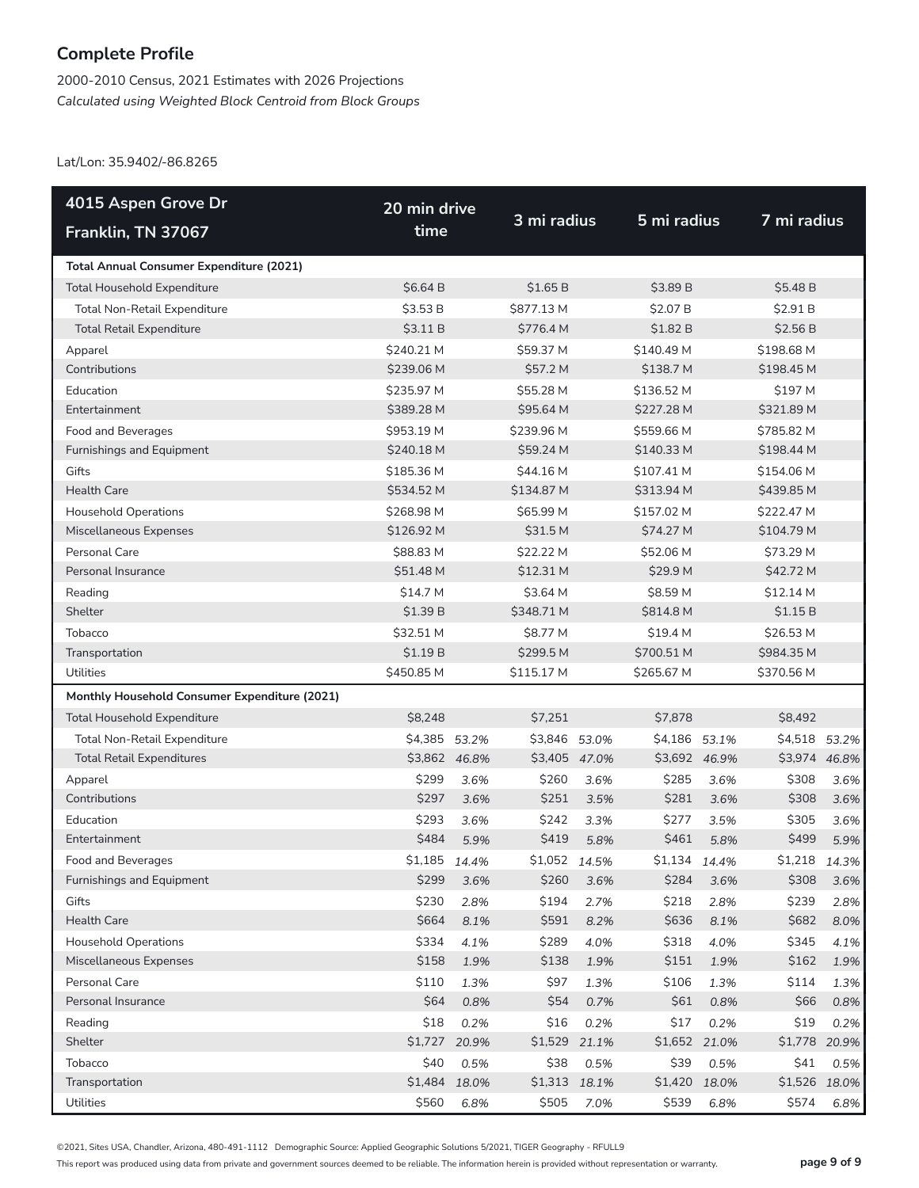## Complete Profile

2000-2010 Census, 2021 Estimates with 2026 Projections
*Calculated using Weighted Block Centroid from Block Groups*

Lat/Lon: 35.9402/-86.8265

| 4015 Aspen Grove Dr Franklin, TN 37067 | 20 min drive time | | 3 mi radius | | 5 mi radius | | 7 mi radius | |
|---|---|---|---|---|---|---|---|---|
| **Total Annual Consumer Expenditure (2021)** | | | | | | | | |
| Total Household Expenditure | $6.64 B | | $1.65 B | | $3.89 B | | $5.48 B | |
| Total Non-Retail Expenditure | $3.53 B | | $877.13 M | | $2.07 B | | $2.91 B | |
| Total Retail Expenditure | $3.11 B | | $776.4 M | | $1.82 B | | $2.56 B | |
| Apparel | $240.21 M | | $59.37 M | | $140.49 M | | $198.68 M | |
| Contributions | $239.06 M | | $57.2 M | | $138.7 M | | $198.45 M | |
| Education | $235.97 M | | $55.28 M | | $136.52 M | | $197 M | |
| Entertainment | $389.28 M | | $95.64 M | | $227.28 M | | $321.89 M | |
| Food and Beverages | $953.19 M | | $239.96 M | | $559.66 M | | $785.82 M | |
| Furnishings and Equipment | $240.18 M | | $59.24 M | | $140.33 M | | $198.44 M | |
| Gifts | $185.36 M | | $44.16 M | | $107.41 M | | $154.06 M | |
| Health Care | $534.52 M | | $134.87 M | | $313.94 M | | $439.85 M | |
| Household Operations | $268.98 M | | $65.99 M | | $157.02 M | | $222.47 M | |
| Miscellaneous Expenses | $126.92 M | | $31.5 M | | $74.27 M | | $104.79 M | |
| Personal Care | $88.83 M | | $22.22 M | | $52.06 M | | $73.29 M | |
| Personal Insurance | $51.48 M | | $12.31 M | | $29.9 M | | $42.72 M | |
| Reading | $14.7 M | | $3.64 M | | $8.59 M | | $12.14 M | |
| Shelter | $1.39 B | | $348.71 M | | $814.8 M | | $1.15 B | |
| Tobacco | $32.51 M | | $8.77 M | | $19.4 M | | $26.53 M | |
| Transportation | $1.19 B | | $299.5 M | | $700.51 M | | $984.35 M | |
| Utilities | $450.85 M | | $115.17 M | | $265.67 M | | $370.56 M | |
| **Monthly Household Consumer Expenditure (2021)** | | | | | | | | |
| Total Household Expenditure | $8,248 | | $7,251 | | $7,878 | | $8,492 | |
| Total Non-Retail Expenditure | $4,385 | *53.2%* | $3,846 | *53.0%* | $4,186 | *53.1%* | $4,518 | *53.2%* |
| Total Retail Expenditures | $3,862 | *46.8%* | $3,405 | *47.0%* | $3,692 | *46.9%* | $3,974 | *46.8%* |
| Apparel | $299 | *3.6%* | $260 | *3.6%* | $285 | *3.6%* | $308 | *3.6%* |
| Contributions | $297 | *3.6%* | $251 | *3.5%* | $281 | *3.6%* | $308 | *3.6%* |
| Education | $293 | *3.6%* | $242 | *3.3%* | $277 | *3.5%* | $305 | *3.6%* |
| Entertainment | $484 | *5.9%* | $419 | *5.8%* | $461 | *5.8%* | $499 | *5.9%* |
| Food and Beverages | $1,185 | *14.4%* | $1,052 | *14.5%* | $1,134 | *14.4%* | $1,218 | *14.3%* |
| Furnishings and Equipment | $299 | *3.6%* | $260 | *3.6%* | $284 | *3.6%* | $308 | *3.6%* |
| Gifts | $230 | *2.8%* | $194 | *2.7%* | $218 | *2.8%* | $239 | *2.8%* |
| Health Care | $664 | *8.1%* | $591 | *8.2%* | $636 | *8.1%* | $682 | *8.0%* |
| Household Operations | $334 | *4.1%* | $289 | *4.0%* | $318 | *4.0%* | $345 | *4.1%* |
| Miscellaneous Expenses | $158 | *1.9%* | $138 | *1.9%* | $151 | *1.9%* | $162 | *1.9%* |
| Personal Care | $110 | *1.3%* | $97 | *1.3%* | $106 | *1.3%* | $114 | *1.3%* |
| Personal Insurance | $64 | *0.8%* | $54 | *0.7%* | $61 | *0.8%* | $66 | *0.8%* |
| Reading | $18 | *0.2%* | $16 | *0.2%* | $17 | *0.2%* | $19 | *0.2%* |
| Shelter | $1,727 | *20.9%* | $1,529 | *21.1%* | $1,652 | *21.0%* | $1,778 | *20.9%* |
| Tobacco | $40 | *0.5%* | $38 | *0.5%* | $39 | *0.5%* | $41 | *0.5%* |
| Transportation | $1,484 | *18.0%* | $1,313 | *18.1%* | $1,420 | *18.0%* | $1,526 | *18.0%* |
| Utilities | $560 | *6.8%* | $505 | *7.0%* | $539 | *6.8%* | $574 | *6.8%* |

©2021, Sites USA, Chandler, Arizona, 480-491-1112 Demographic Source: Applied Geographic Solutions 5/2021, TIGER Geography - RFULL9

This report was produced using data from private and government sources deemed to be reliable. The information herein is provided without representation or warranty.